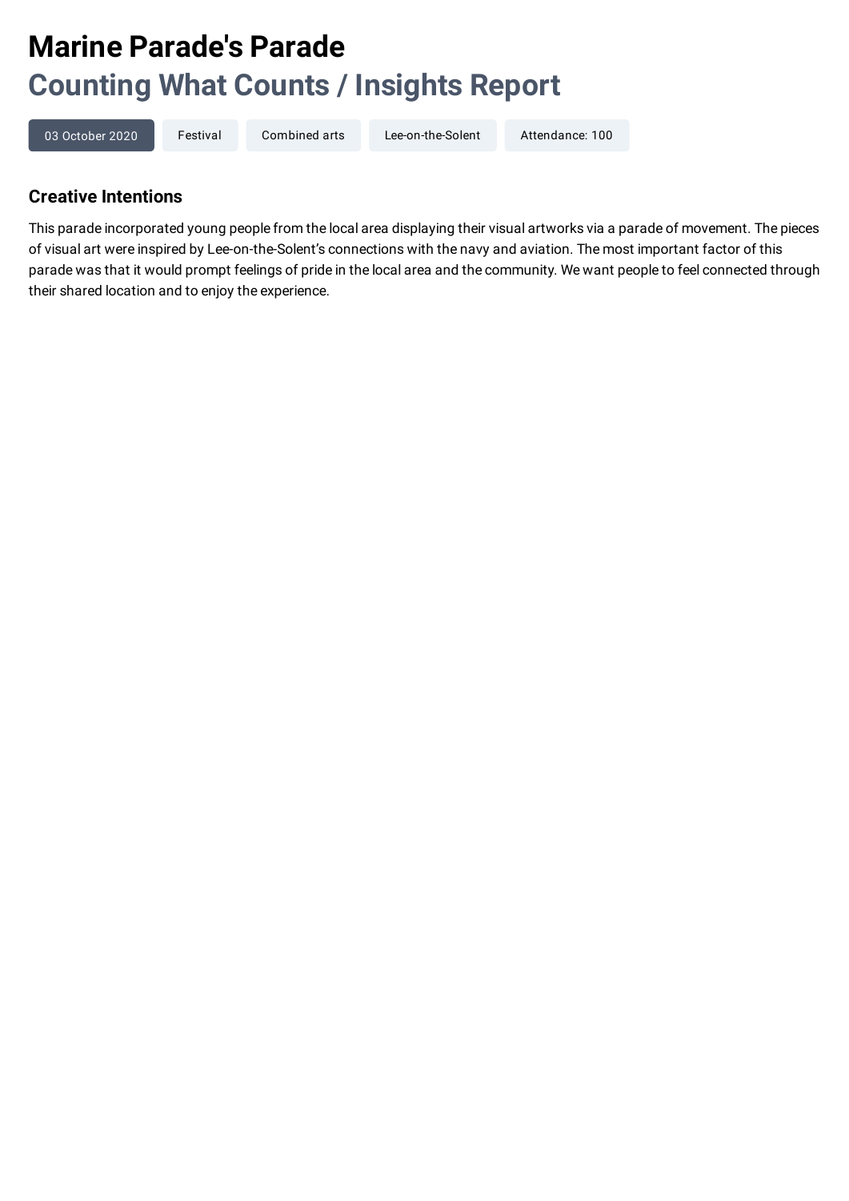# Marine Parade's Parade

## Counting What Counts / Insights Report

03 October 2020 | Festival | Combined arts | Lee-on-the-Solent | Attendance: 100

### Creative Intentions

This parade incorporated young people from the local area displaying their visual artworks via a parade of movement. The pieces of visual art were inspired by Lee-on-the-Solent's connections with the navy and aviation. The most important factor of this parade was that it would prompt feelings of pride in the local area and the community. We want people to feel connected through their shared location and to enjoy the experience.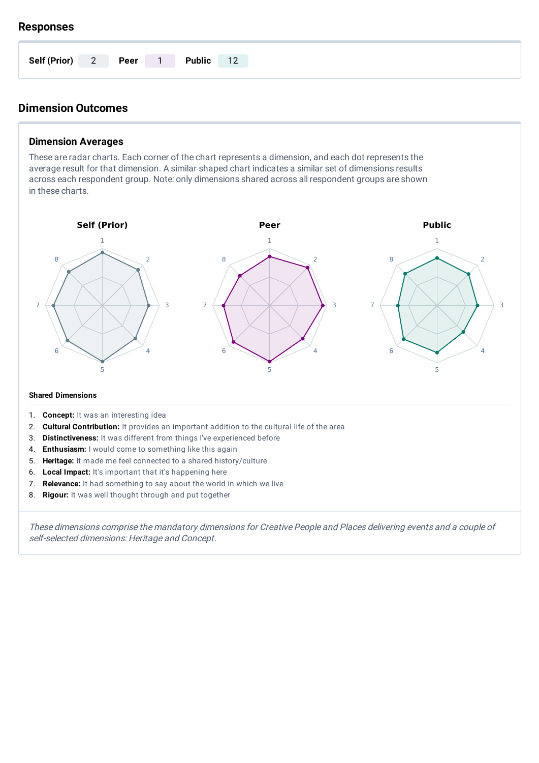## Responses

| Self (Prior) | Peer | Public |
|---|---|---|
| 2 | 1 | 12 |

## Dimension Outcomes

### Dimension Averages

These are radar charts. Each corner of the chart represents a dimension, and each dot represents the average result for that dimension. A similar shaped chart indicates a similar set of dimensions results across each respondent group. Note: only dimensions shared across all respondent groups are shown in these charts.

**Self (Prior)** **Peer** **Public**

#### Shared Dimensions

1. **Concept:** It was an interesting idea
2. **Cultural Contribution:** It provides an important addition to the cultural life of the area
3. **Distinctiveness:** It was different from things I've experienced before
4. **Enthusiasm:** I would come to something like this again
5. **Heritage:** It made me feel connected to a shared history/culture
6. **Local Impact:** It's important that it's happening here
7. **Relevance:** It had something to say about the world in which we live
8. **Rigour:** It was well thought through and put together

*These dimensions comprise the mandatory dimensions for Creative People and Places delivering events and a couple of self-selected dimensions: Heritage and Concept.*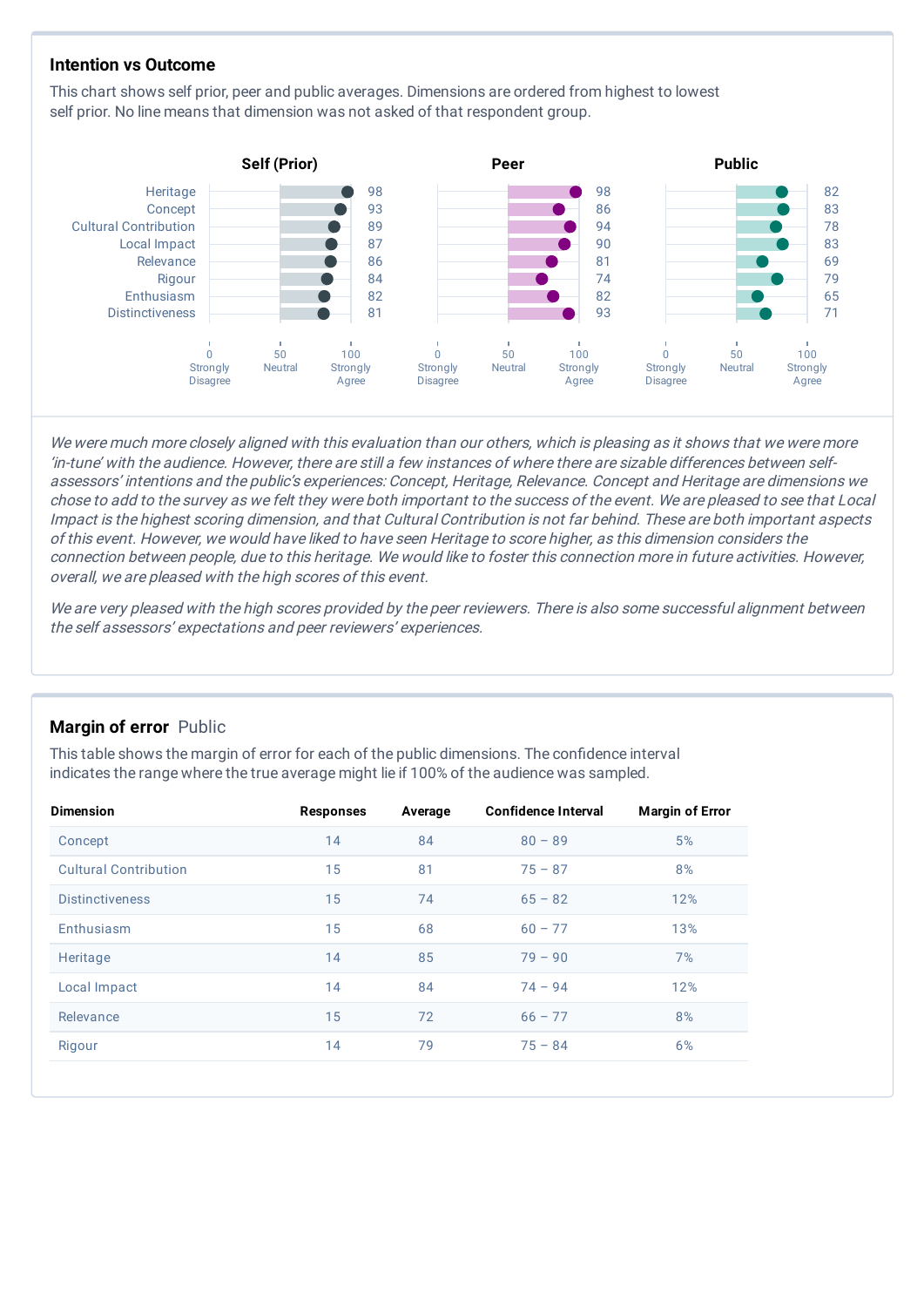## Intention vs Outcome

This chart shows self prior, peer and public averages. Dimensions are ordered from highest to lowest self prior. No line means that dimension was not asked of that respondent group.

| Dimension | Self (Prior) | Peer | Public |
|---|---|---|---|
| Heritage | 98 | 98 | 82 |
| Concept | 93 | 86 | 83 |
| Cultural Contribution | 89 | 94 | 78 |
| Local Impact | 87 | 90 | 83 |
| Relevance | 86 | 81 | 69 |
| Rigour | 84 | 74 | 79 |
| Enthusiasm | 82 | 82 | 65 |
| Distinctiveness | 81 | 93 | 71 |

Scale: 0 Strongly Disagree, 50 Neutral, 100 Strongly Agree

*We were much more closely aligned with this evaluation than our others, which is pleasing as it shows that we were more 'in-tune' with the audience. However, there are still a few instances of where there are sizable differences between self-assessors' intentions and the public's experiences: Concept, Heritage, Relevance. Concept and Heritage are dimensions we chose to add to the survey as we felt they were both important to the success of the event. We are pleased to see that Local Impact is the highest scoring dimension, and that Cultural Contribution is not far behind. These are both important aspects of this event. However, we would have liked to have seen Heritage to score higher, as this dimension considers the connection between people, due to this heritage. We would like to foster this connection more in future activities. However, overall, we are pleased with the high scores of this event.*

*We are very pleased with the high scores provided by the peer reviewers. There is also some successful alignment between the self assessors' expectations and peer reviewers' experiences.*

## Margin of error Public

This table shows the margin of error for each of the public dimensions. The confidence interval indicates the range where the true average might lie if 100% of the audience was sampled.

| Dimension | Responses | Average | Confidence Interval | Margin of Error |
|---|---|---|---|---|
| Concept | 14 | 84 | 80 – 89 | 5% |
| Cultural Contribution | 15 | 81 | 75 – 87 | 8% |
| Distinctiveness | 15 | 74 | 65 – 82 | 12% |
| Enthusiasm | 15 | 68 | 60 – 77 | 13% |
| Heritage | 14 | 85 | 79 – 90 | 7% |
| Local Impact | 14 | 84 | 74 – 94 | 12% |
| Relevance | 15 | 72 | 66 – 77 | 8% |
| Rigour | 14 | 79 | 75 – 84 | 6% |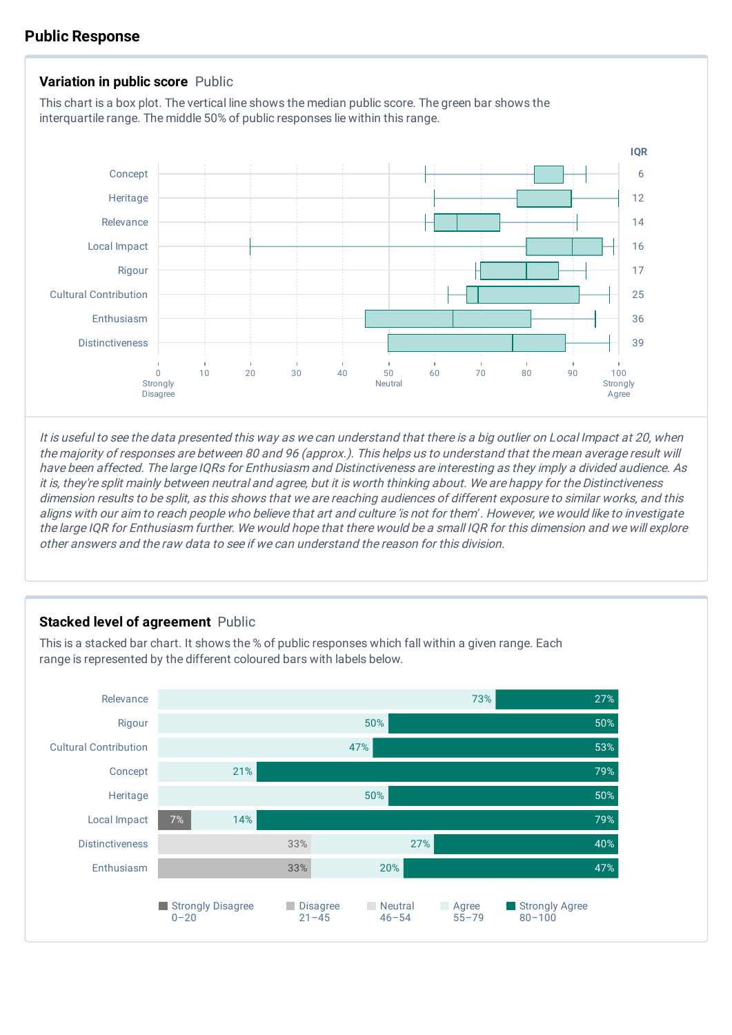## Public Response

### Variation in public score Public

This chart is a box plot. The vertical line shows the median public score. The green bar shows the interquartile range. The middle 50% of public responses lie within this range.

| | IQR |
|---|---|
| Concept | 6 |
| Heritage | 12 |
| Relevance | 14 |
| Local Impact | 16 |
| Rigour | 17 |
| Cultural Contribution | 25 |
| Enthusiasm | 36 |
| Distinctiveness | 39 |

0 Strongly Disagree · 10 · 20 · 30 · 40 · 50 Neutral · 60 · 70 · 80 · 90 · 100 Strongly Agree

*It is useful to see the data presented this way as we can understand that there is a big outlier on Local Impact at 20, when the majority of responses are between 80 and 96 (approx.). This helps us to understand that the mean average result will have been affected. The large IQRs for Enthusiasm and Distinctiveness are interesting as they imply a divided audience. As it is, they're split mainly between neutral and agree, but it is worth thinking about. We are happy for the Distinctiveness dimension results to be split, as this shows that we are reaching audiences of different exposure to similar works, and this aligns with our aim to reach people who believe that art and culture 'is not for them'. However, we would like to investigate the large IQR for Enthusiasm further. We would hope that there would be a small IQR for this dimension and we will explore other answers and the raw data to see if we can understand the reason for this division.*

### Stacked level of agreement Public

This is a stacked bar chart. It shows the % of public responses which fall within a given range. Each range is represented by the different coloured bars with labels below.

| | Strongly Disagree 0–20 | Disagree 21–45 | Neutral 46–54 | Agree 55–79 | Strongly Agree 80–100 |
|---|---|---|---|---|---|
| Relevance | | | | 73% | 27% |
| Rigour | | | | 50% | 50% |
| Cultural Contribution | | | | 47% | 53% |
| Concept | | | | 21% | 79% |
| Heritage | | | | 50% | 50% |
| Local Impact | 7% | | | 14% | 79% |
| Distinctiveness | | | 33% | 27% | 40% |
| Enthusiasm | | 33% | | 20% | 47% |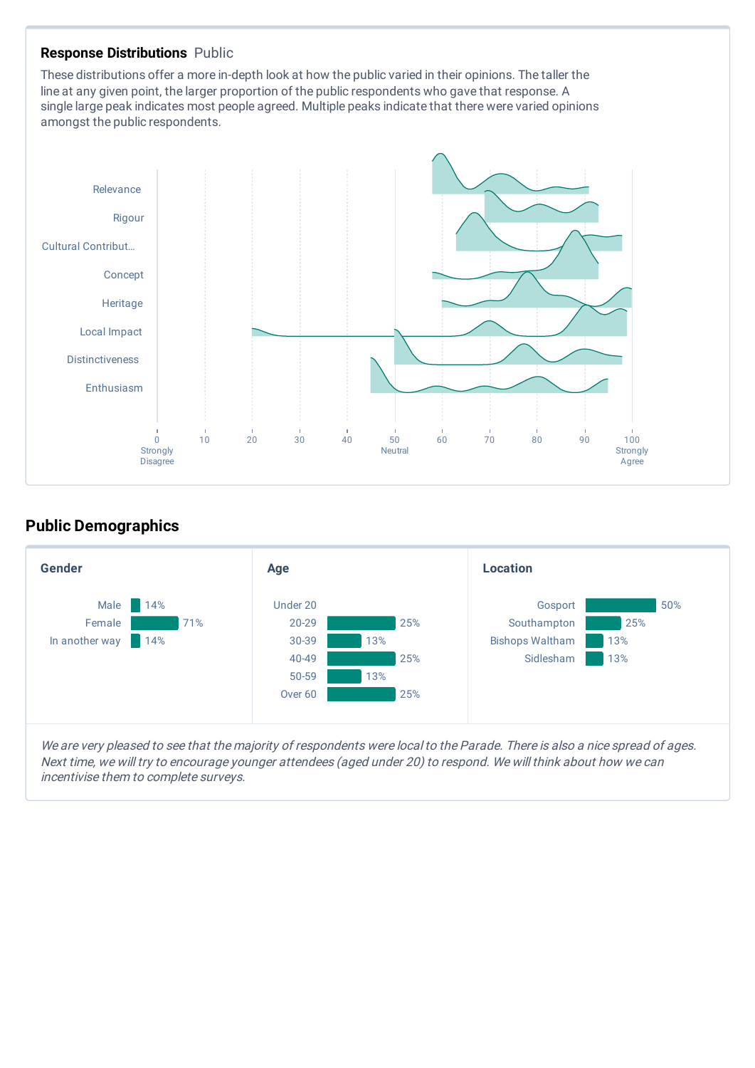## Response Distributions Public

These distributions offer a more in-depth look at how the public varied in their opinions. The taller the line at any given point, the larger proportion of the public respondents who gave that response. A single large peak indicates most people agreed. Multiple peaks indicate that there were varied opinions amongst the public respondents.

Relevance
Rigour
Cultural Contribut…
Concept
Heritage
Local Impact
Distinctiveness
Enthusiasm

0 Strongly Disagree | 10 | 20 | 30 | 40 | 50 Neutral | 60 | 70 | 80 | 90 | 100 Strongly Agree

## Public Demographics

### Gender

| | |
|---|---|
| Male | 14% |
| Female | 71% |
| In another way | 14% |

### Age

| | |
|---|---|
| Under 20 | |
| 20-29 | 25% |
| 30-39 | 13% |
| 40-49 | 25% |
| 50-59 | 13% |
| Over 60 | 25% |

### Location

| | |
|---|---|
| Gosport | 50% |
| Southampton | 25% |
| Bishops Waltham | 13% |
| Sidlesham | 13% |

*We are very pleased to see that the majority of respondents were local to the Parade. There is also a nice spread of ages. Next time, we will try to encourage younger attendees (aged under 20) to respond. We will think about how we can incentivise them to complete surveys.*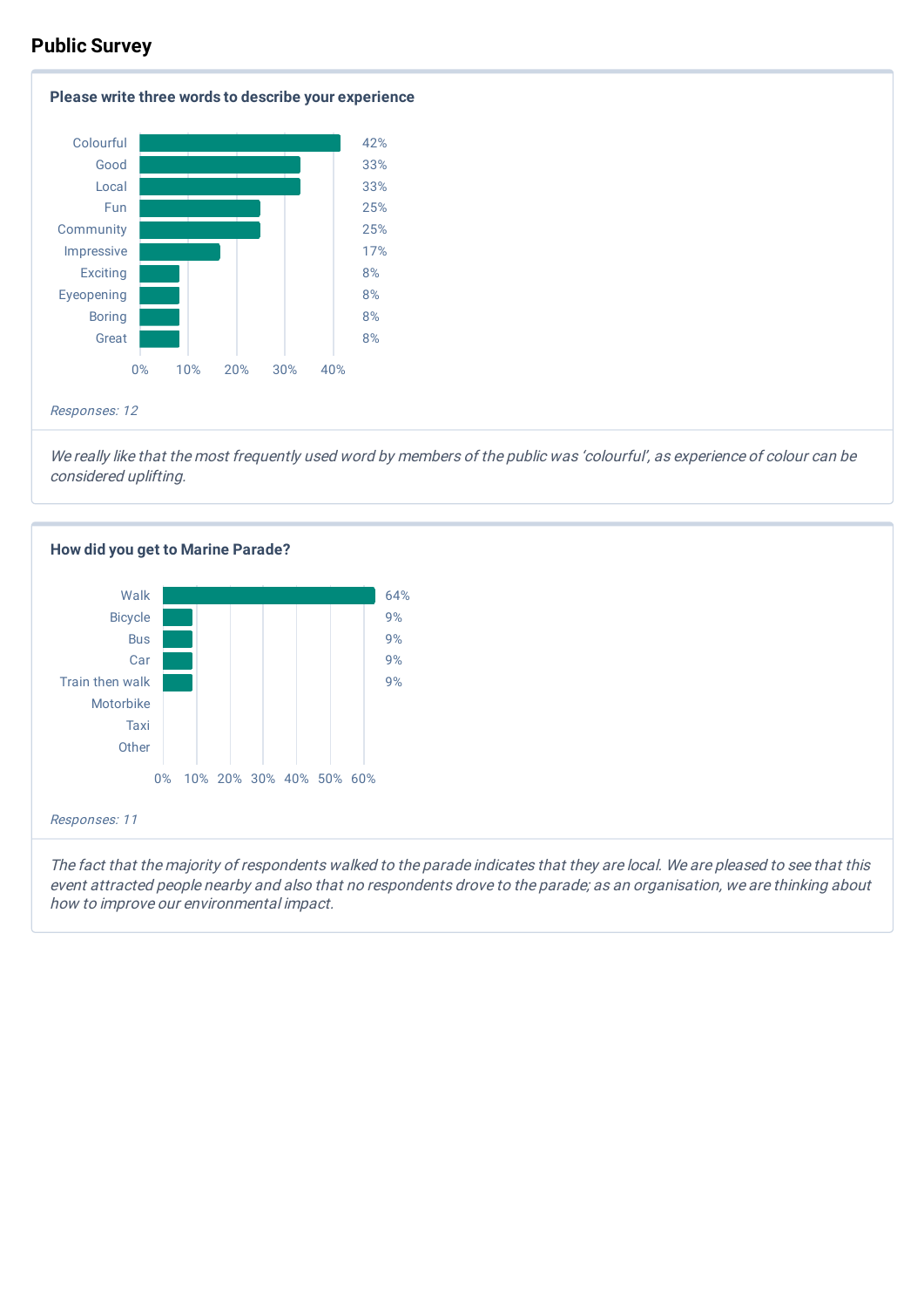## Public Survey

### Please write three words to describe your experience

| Word | Percentage |
|---|---|
| Colourful | 42% |
| Good | 33% |
| Local | 33% |
| Fun | 25% |
| Community | 25% |
| Impressive | 17% |
| Exciting | 8% |
| Eyeopening | 8% |
| Boring | 8% |
| Great | 8% |

*Responses: 12*

*We really like that the most frequently used word by members of the public was 'colourful', as experience of colour can be considered uplifting.*

### How did you get to Marine Parade?

| Mode | Percentage |
|---|---|
| Walk | 64% |
| Bicycle | 9% |
| Bus | 9% |
| Car | 9% |
| Train then walk | 9% |
| Motorbike | |
| Taxi | |
| Other | |

*Responses: 11*

*The fact that the majority of respondents walked to the parade indicates that they are local. We are pleased to see that this event attracted people nearby and also that no respondents drove to the parade; as an organisation, we are thinking about how to improve our environmental impact.*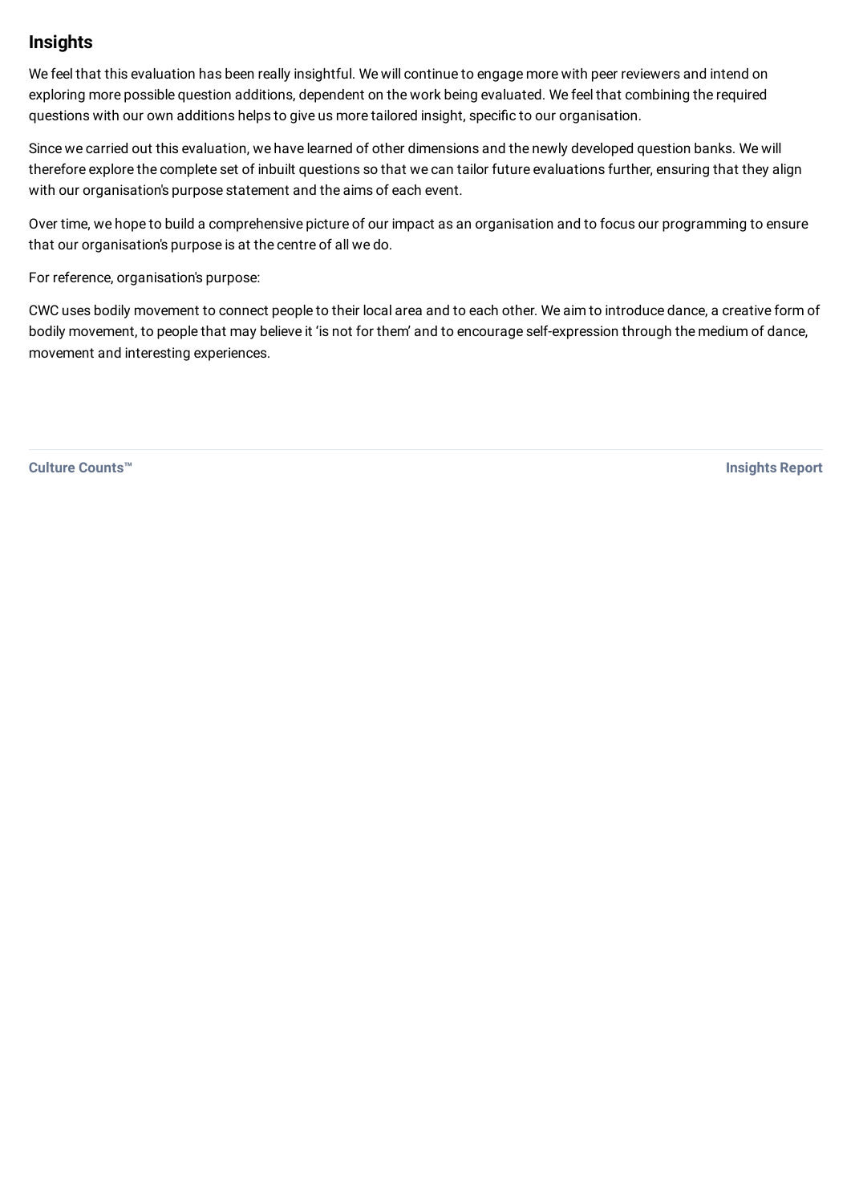## Insights

We feel that this evaluation has been really insightful. We will continue to engage more with peer reviewers and intend on exploring more possible question additions, dependent on the work being evaluated. We feel that combining the required questions with our own additions helps to give us more tailored insight, specific to our organisation.

Since we carried out this evaluation, we have learned of other dimensions and the newly developed question banks. We will therefore explore the complete set of inbuilt questions so that we can tailor future evaluations further, ensuring that they align with our organisation's purpose statement and the aims of each event.

Over time, we hope to build a comprehensive picture of our impact as an organisation and to focus our programming to ensure that our organisation's purpose is at the centre of all we do.

For reference, organisation's purpose:

CWC uses bodily movement to connect people to their local area and to each other. We aim to introduce dance, a creative form of bodily movement, to people that may believe it 'is not for them' and to encourage self-expression through the medium of dance, movement and interesting experiences.